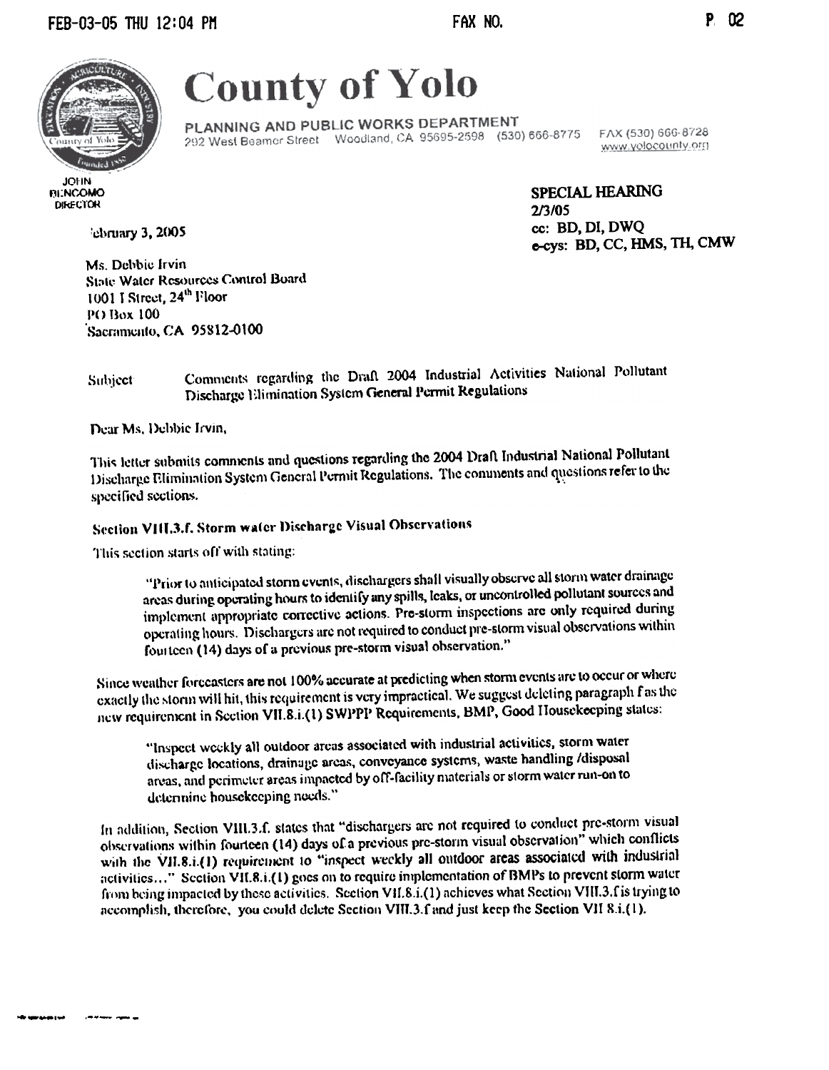# County of Yolo

PLANNING AND PUBLIC WORKS DEPARTMENT
292 West Beamer Street Woodland, CA 95695-2598 (530) 666-8775 FAX (530) 666-8728
www.yolocounty.org

JOHN BENCOMO
DIRECTOR

SPECIAL HEARING
2/3/05
cc: BD, DI, DWQ
e-cys: BD, CC, HMS, TH, CMW

February 3, 2005

Ms. Debbie Irvin
State Water Resources Control Board
1001 I Street, 24th Floor
PO Box 100
Sacramento, CA 95812-0100

Subject Comments regarding the Draft 2004 Industrial Activities National Pollutant Discharge Elimination System General Permit Regulations

Dear Ms. Debbie Irvin,

This letter submits comments and questions regarding the 2004 Draft Industrial National Pollutant Discharge Elimination System General Permit Regulations. The comments and questions refer to the specified sections.

### Section VIII.3.f. Storm water Discharge Visual Observations

This section starts off with stating:

> "Prior to anticipated storm events, dischargers shall visually observe all storm water drainage areas during operating hours to identify any spills, leaks, or uncontrolled pollutant sources and implement appropriate corrective actions. Pre-storm inspections are only required during operating hours. Dischargers are not required to conduct pre-storm visual observations within fourteen (14) days of a previous pre-storm visual observation."

Since weather forecasters are not 100% accurate at predicting when storm events are to occur or where exactly the storm will hit, this requirement is very impractical. We suggest deleting paragraph f as the new requirement in Section VII.8.i.(1) SWPPP Requirements, BMP, Good Housekeeping states:

> "Inspect weekly all outdoor areas associated with industrial activities, storm water discharge locations, drainage areas, conveyance systems, waste handling /disposal areas, and perimeter areas impacted by off-facility materials or storm water run-on to determine housekeeping needs."

In addition, Section VIII.3.f. states that "dischargers are not required to conduct pre-storm visual observations within fourteen (14) days of a previous pre-storm visual observation" which conflicts with the VII.8.i.(1) requirement to "inspect weekly all outdoor areas associated with industrial activities..." Section VII.8.i.(1) goes on to require implementation of BMPs to prevent storm water from being impacted by these activities. Section VII.8.i.(1) achieves what Section VIII.3.f is trying to accomplish, therefore, you could delete Section VIII.3.f and just keep the Section VII 8.i.(1).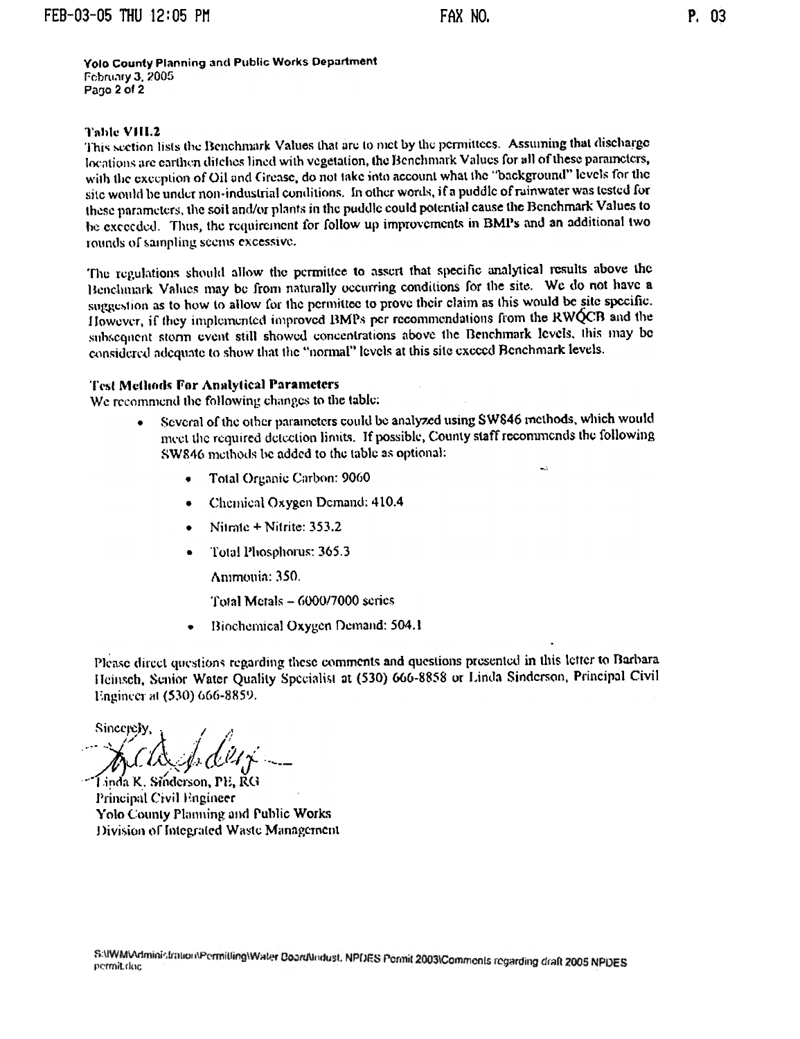Yolo County Planning and Public Works Department
February 3, 2005

**Table VIII.2**

This section lists the Benchmark Values that are to met by the permittees. Assuming that discharge locations are earthen ditches lined with vegetation, the Benchmark Values for all of these parameters, with the exception of Oil and Grease, do not take into account what the "background" levels for the site would be under non-industrial conditions. In other words, if a puddle of rainwater was tested for these parameters, the soil and/or plants in the puddle could potential cause the Benchmark Values to be exceeded. Thus, the requirement for follow up improvements in BMPs and an additional two rounds of sampling seems excessive.

The regulations should allow the permittee to assert that specific analytical results above the Benchmark Values may be from naturally occurring conditions for the site. We do not have a suggestion as to how to allow for the permittee to prove their claim as this would be site specific. However, if they implemented improved BMPs per recommendations from the RWQCB and the subsequent storm event still showed concentrations above the Benchmark levels, this may be considered adequate to show that the "normal" levels at this site exceed Benchmark levels.

**Test Methods For Analytical Parameters**

We recommend the following changes to the table:

- Several of the other parameters could be analyzed using SW846 methods, which would meet the required detection limits. If possible, County staff recommends the following SW846 methods be added to the table as optional:
    - Total Organic Carbon: 9060
    - Chemical Oxygen Demand: 410.4
    - Nitrate + Nitrite: 353.2
    - Total Phosphorus: 365.3

      Ammonia: 350.

      Total Metals – 6000/7000 series
    - Biochemical Oxygen Demand: 504.1

Please direct questions regarding these comments and questions presented in this letter to Barbara Heinsch, Senior Water Quality Specialist at (530) 666-8858 or Linda Sinderson, Principal Civil Engineer at (530) 666-8859.

Sincerely,

Linda K. Sinderson, PE, RG
Principal Civil Engineer
Yolo County Planning and Public Works
Division of Integrated Waste Management

S:\IWM\Administration\Permitting\Water Board\Indust. NPDES Permit 2003\Comments regarding draft 2005 NPDES permit.doc